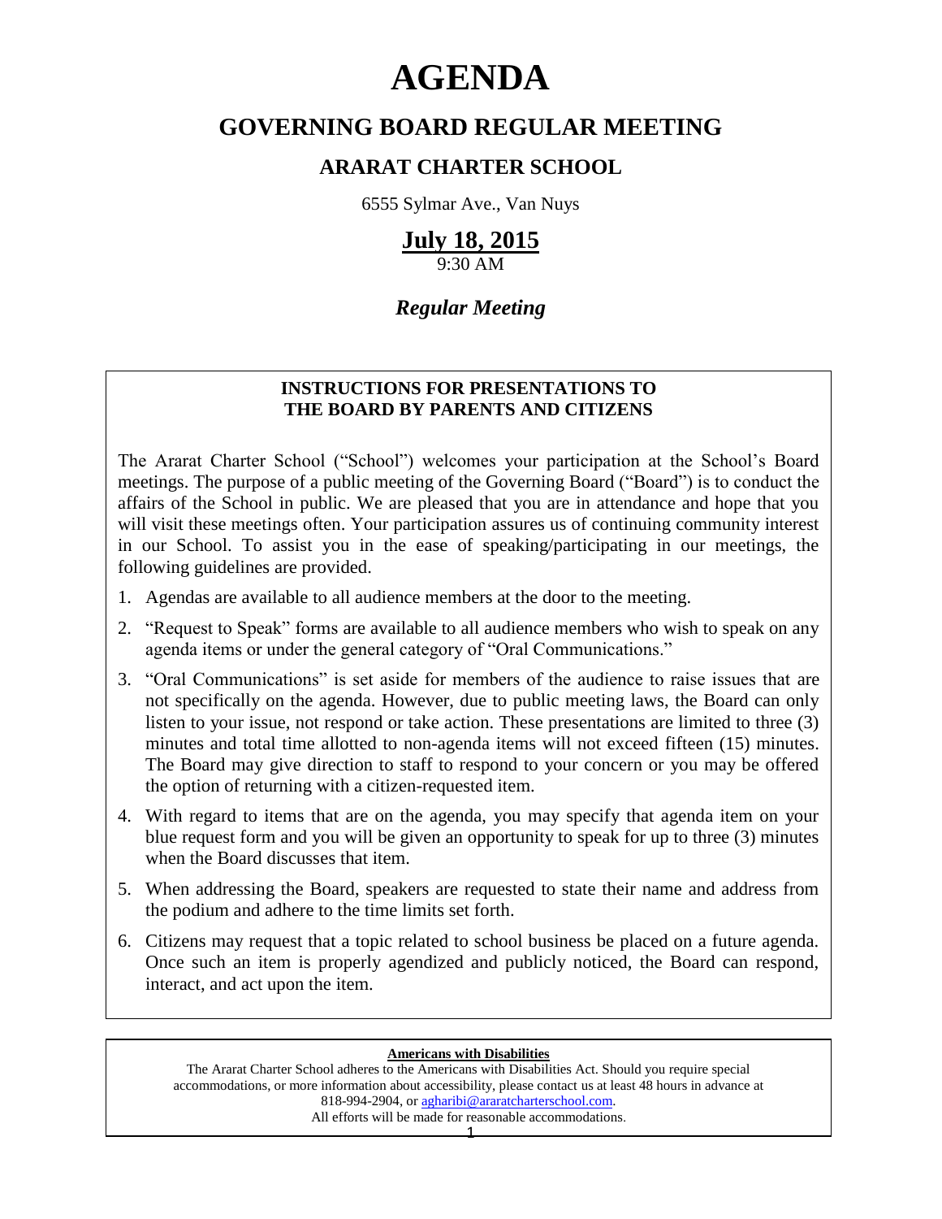# AGENDA

## GOVERNING BOARD REGULAR MEETING

### ARARAT CHARTER SCHOOL

6555 Sylmar Ave., Van Nuys

**July 18, 2015**

9:30 AM

***Regular Meeting***

**INSTRUCTIONS FOR PRESENTATIONS TO THE BOARD BY PARENTS AND CITIZENS**

The Ararat Charter School ("School") welcomes your participation at the School's Board meetings. The purpose of a public meeting of the Governing Board ("Board") is to conduct the affairs of the School in public. We are pleased that you are in attendance and hope that you will visit these meetings often. Your participation assures us of continuing community interest in our School. To assist you in the ease of speaking/participating in our meetings, the following guidelines are provided.

1. Agendas are available to all audience members at the door to the meeting.
2. "Request to Speak" forms are available to all audience members who wish to speak on any agenda items or under the general category of "Oral Communications."
3. "Oral Communications" is set aside for members of the audience to raise issues that are not specifically on the agenda. However, due to public meeting laws, the Board can only listen to your issue, not respond or take action. These presentations are limited to three (3) minutes and total time allotted to non-agenda items will not exceed fifteen (15) minutes. The Board may give direction to staff to respond to your concern or you may be offered the option of returning with a citizen-requested item.
4. With regard to items that are on the agenda, you may specify that agenda item on your blue request form and you will be given an opportunity to speak for up to three (3) minutes when the Board discusses that item.
5. When addressing the Board, speakers are requested to state their name and address from the podium and adhere to the time limits set forth.
6. Citizens may request that a topic related to school business be placed on a future agenda. Once such an item is properly agendized and publicly noticed, the Board can respond, interact, and act upon the item.

**Americans with Disabilities**

The Ararat Charter School adheres to the Americans with Disabilities Act. Should you require special accommodations, or more information about accessibility, please contact us at least 48 hours in advance at 818-994-2904, or agharibi@araratcharterschool.com.
All efforts will be made for reasonable accommodations.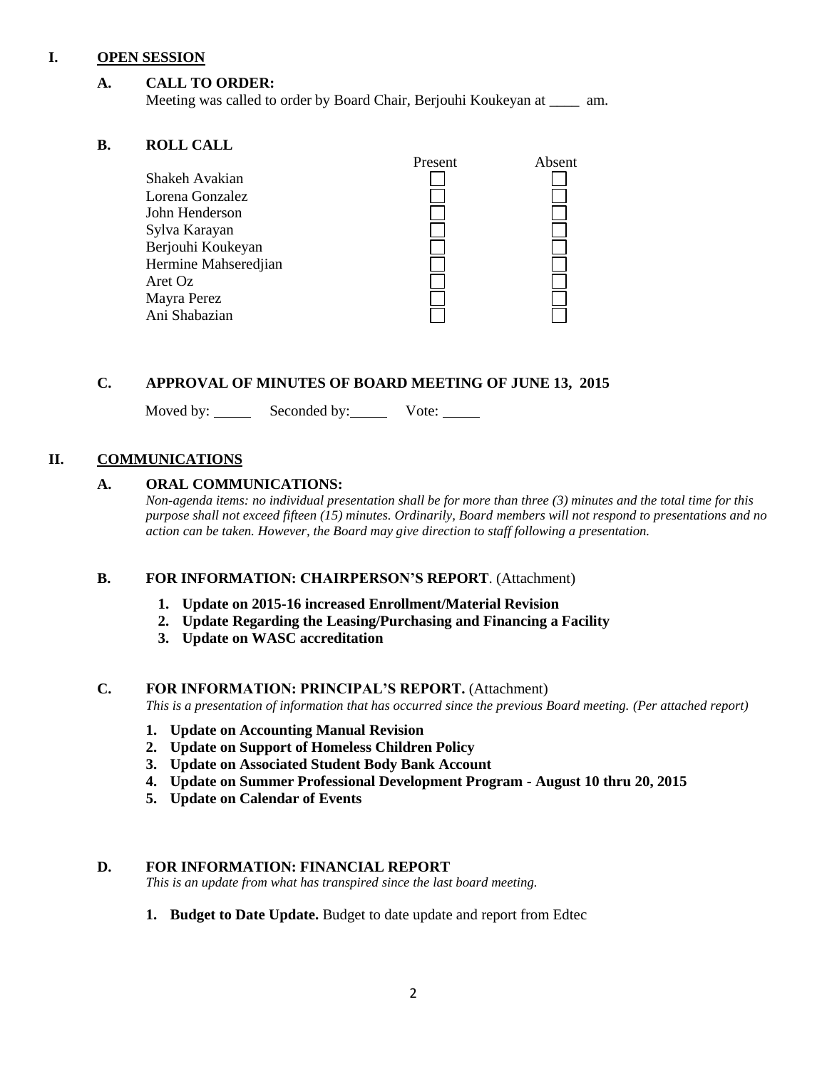## I. OPEN SESSION

### A. CALL TO ORDER:

Meeting was called to order by Board Chair, Berjouhi Koukeyan at ____ am.

### B. ROLL CALL

| | Present | Absent |
|---|---|---|
| Shakeh Avakian | ☐ | ☐ |
| Lorena Gonzalez | ☐ | ☐ |
| John Henderson | ☐ | ☐ |
| Sylva Karayan | ☐ | ☐ |
| Berjouhi Koukeyan | ☐ | ☐ |
| Hermine Mahseredjian | ☐ | ☐ |
| Aret Oz | ☐ | ☐ |
| Mayra Perez | ☐ | ☐ |
| Ani Shabazian | ☐ | ☐ |

### C. APPROVAL OF MINUTES OF BOARD MEETING OF JUNE 13, 2015

Moved by: _____ Seconded by: _____ Vote: _____

## II. COMMUNICATIONS

### A. ORAL COMMUNICATIONS:

*Non-agenda items: no individual presentation shall be for more than three (3) minutes and the total time for this purpose shall not exceed fifteen (15) minutes. Ordinarily, Board members will not respond to presentations and no action can be taken. However, the Board may give direction to staff following a presentation.*

### B. FOR INFORMATION: CHAIRPERSON'S REPORT. (Attachment)

1. **Update on 2015-16 increased Enrollment/Material Revision**
2. **Update Regarding the Leasing/Purchasing and Financing a Facility**
3. **Update on WASC accreditation**

### C. FOR INFORMATION: PRINCIPAL'S REPORT. (Attachment)

*This is a presentation of information that has occurred since the previous Board meeting. (Per attached report)*

1. **Update on Accounting Manual Revision**
2. **Update on Support of Homeless Children Policy**
3. **Update on Associated Student Body Bank Account**
4. **Update on Summer Professional Development Program - August 10 thru 20, 2015**
5. **Update on Calendar of Events**

### D. FOR INFORMATION: FINANCIAL REPORT

*This is an update from what has transpired since the last board meeting.*

1. **Budget to Date Update.** Budget to date update and report from Edtec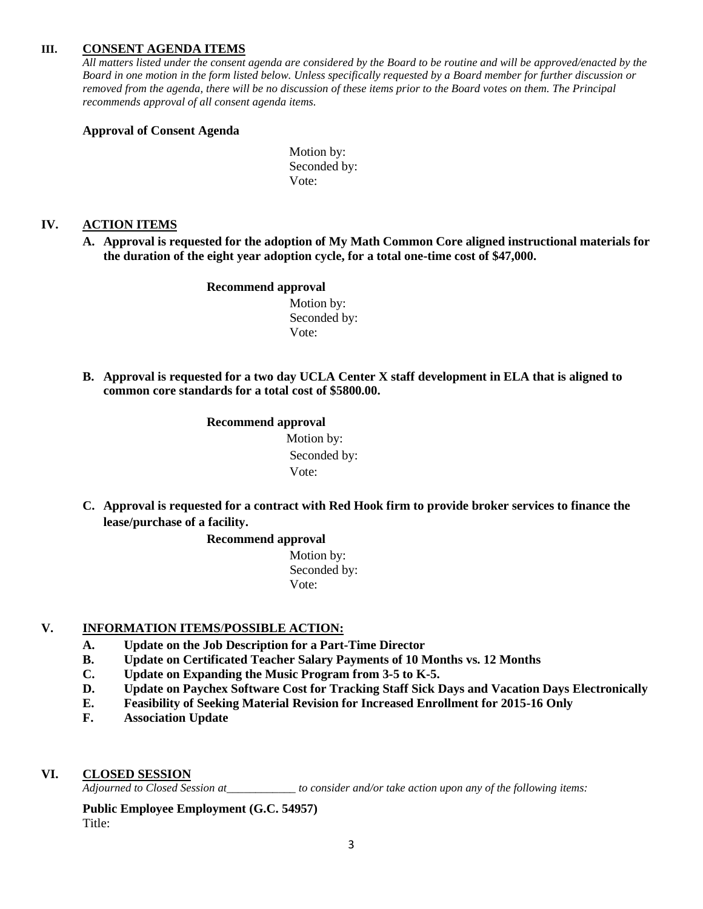## III. CONSENT AGENDA ITEMS

*All matters listed under the consent agenda are considered by the Board to be routine and will be approved/enacted by the Board in one motion in the form listed below. Unless specifically requested by a Board member for further discussion or removed from the agenda, there will be no discussion of these items prior to the Board votes on them. The Principal recommends approval of all consent agenda items.*

**Approval of Consent Agenda**

Motion by:
Seconded by:
Vote:

## IV. ACTION ITEMS

**A. Approval is requested for the adoption of My Math Common Core aligned instructional materials for the duration of the eight year adoption cycle, for a total one-time cost of $47,000.**

**Recommend approval**

Motion by:
Seconded by:
Vote:

**B. Approval is requested for a two day UCLA Center X staff development in ELA that is aligned to common core standards for a total cost of $5800.00.**

**Recommend approval**

Motion by:
Seconded by:
Vote:

**C. Approval is requested for a contract with Red Hook firm to provide broker services to finance the lease/purchase of a facility.**

**Recommend approval**

Motion by:
Seconded by:
Vote:

## V. INFORMATION ITEMS/POSSIBLE ACTION:

- **A. Update on the Job Description for a Part-Time Director**
- **B. Update on Certificated Teacher Salary Payments of 10 Months vs. 12 Months**
- **C. Update on Expanding the Music Program from 3-5 to K-5.**
- **D. Update on Paychex Software Cost for Tracking Staff Sick Days and Vacation Days Electronically**
- **E. Feasibility of Seeking Material Revision for Increased Enrollment for 2015-16 Only**
- **F. Association Update**

## VI. CLOSED SESSION

*Adjourned to Closed Session at____________ to consider and/or take action upon any of the following items:*

**Public Employee Employment (G.C. 54957)**
Title: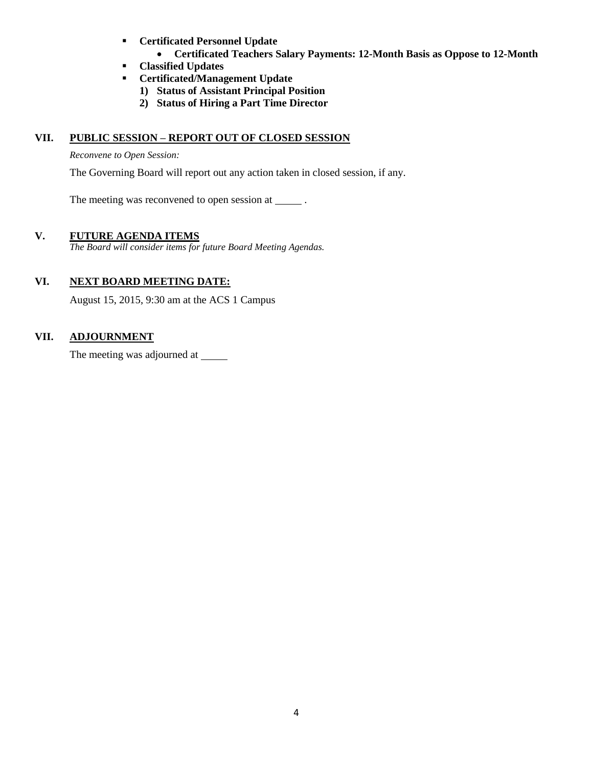- **Certificated Personnel Update**
  - **Certificated Teachers Salary Payments: 12-Month Basis as Oppose to 12-Month**
- **Classified Updates**
- **Certificated/Management Update**
  1) **Status of Assistant Principal Position**
  2) **Status of Hiring a Part Time Director**

## VII. PUBLIC SESSION – REPORT OUT OF CLOSED SESSION

*Reconvene to Open Session:*

The Governing Board will report out any action taken in closed session, if any.

The meeting was reconvened to open session at _____ .

## V. FUTURE AGENDA ITEMS

*The Board will consider items for future Board Meeting Agendas.*

## VI. NEXT BOARD MEETING DATE:

August 15, 2015, 9:30 am at the ACS 1 Campus

## VII. ADJOURNMENT

The meeting was adjourned at _____